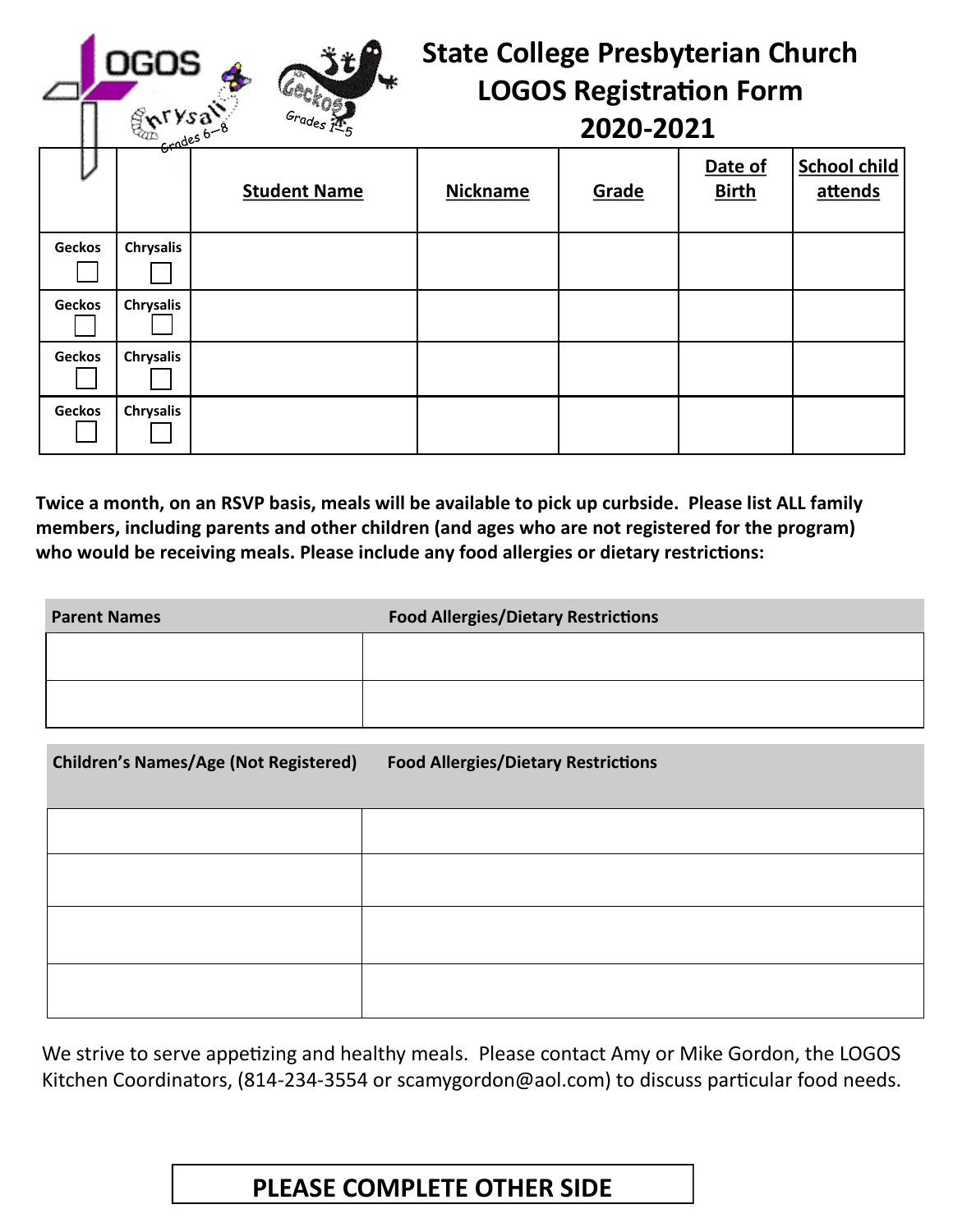# State College Presbyterian Church
# LOGOS Registration Form
# 2020-2021

| | | Student Name | Nickname | Grade | Date of Birth | School child attends |
|---|---|---|---|---|---|---|
| Geckos ☐ | Chrysalis ☐ | | | | | |
| Geckos ☐ | Chrysalis ☐ | | | | | |
| Geckos ☐ | Chrysalis ☐ | | | | | |
| Geckos ☐ | Chrysalis ☐ | | | | | |

**Twice a month, on an RSVP basis, meals will be available to pick up curbside. Please list ALL family members, including parents and other children (and ages who are not registered for the program) who would be receiving meals. Please include any food allergies or dietary restrictions:**

| Parent Names | Food Allergies/Dietary Restrictions |
|---|---|
| | |
| | |

| Children's Names/Age (Not Registered) | Food Allergies/Dietary Restrictions |
|---|---|
| | |
| | |
| | |
| | |

We strive to serve appetizing and healthy meals. Please contact Amy or Mike Gordon, the LOGOS Kitchen Coordinators, (814-234-3554 or scamygordon@aol.com) to discuss particular food needs.

**PLEASE COMPLETE OTHER SIDE**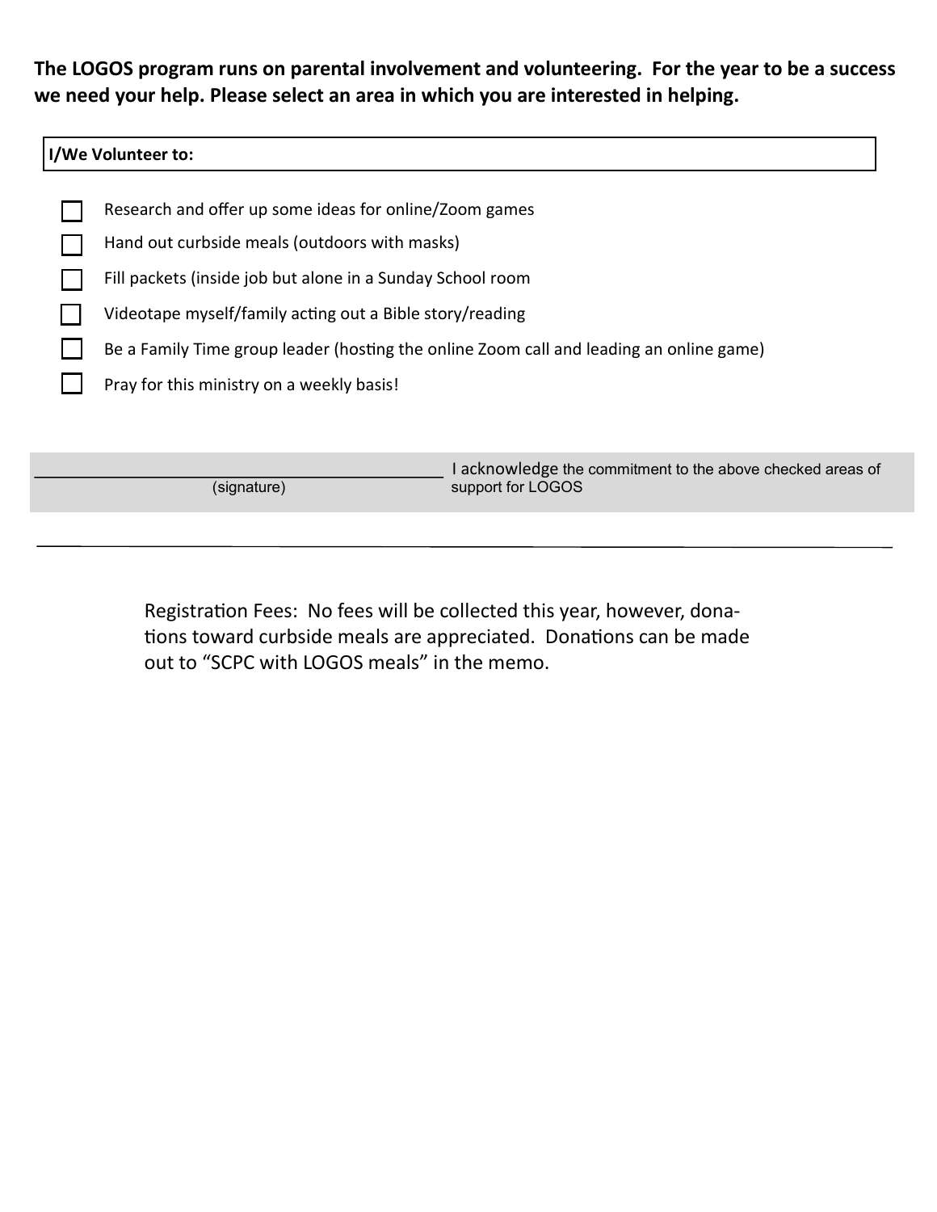**The LOGOS program runs on parental involvement and volunteering. For the year to be a success we need your help. Please select an area in which you are interested in helping.**

**I/We Volunteer to:**

- [ ] Research and offer up some ideas for online/Zoom games
- [ ] Hand out curbside meals (outdoors with masks)
- [ ] Fill packets (inside job but alone in a Sunday School room
- [ ] Videotape myself/family acting out a Bible story/reading
- [ ] Be a Family Time group leader (hosting the online Zoom call and leading an online game)
- [ ] Pray for this ministry on a weekly basis!

\_\_\_\_\_\_\_\_\_\_\_\_\_\_\_\_\_\_\_\_\_\_\_\_\_\_\_\_\_\_\_\_\_\_\_\_\_\_\_\_
(signature)

I acknowledge the commitment to the above checked areas of support for LOGOS

---

Registration Fees: No fees will be collected this year, however, donations toward curbside meals are appreciated. Donations can be made out to "SCPC with LOGOS meals" in the memo.